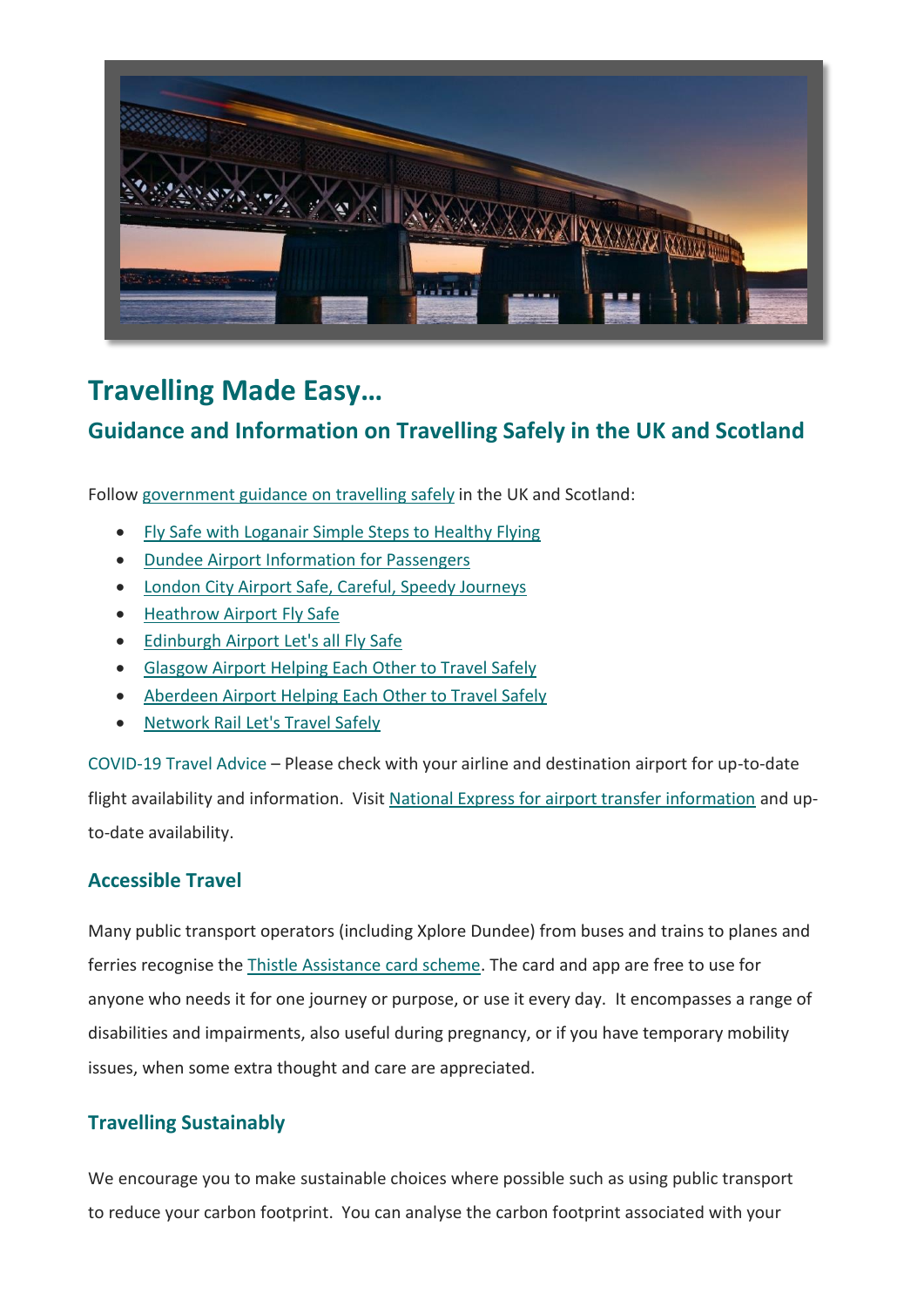# Travelling Made Easy…

## Guidance and Information on Travelling Safely in the UK and Scotland

Follow government guidance on travelling safely in the UK and Scotland:

- Fly Safe with Loganair Simple Steps to Healthy Flying
- Dundee Airport Information for Passengers
- London City Airport Safe, Careful, Speedy Journeys
- Heathrow Airport Fly Safe
- Edinburgh Airport Let's all Fly Safe
- Glasgow Airport Helping Each Other to Travel Safely
- Aberdeen Airport Helping Each Other to Travel Safely
- Network Rail Let's Travel Safely

COVID-19 Travel Advice – Please check with your airline and destination airport for up-to-date flight availability and information. Visit National Express for airport transfer information and up-to-date availability.

### Accessible Travel

Many public transport operators (including Xplore Dundee) from buses and trains to planes and ferries recognise the Thistle Assistance card scheme. The card and app are free to use for anyone who needs it for one journey or purpose, or use it every day. It encompasses a range of disabilities and impairments, also useful during pregnancy, or if you have temporary mobility issues, when some extra thought and care are appreciated.

### Travelling Sustainably

We encourage you to make sustainable choices where possible such as using public transport to reduce your carbon footprint. You can analyse the carbon footprint associated with your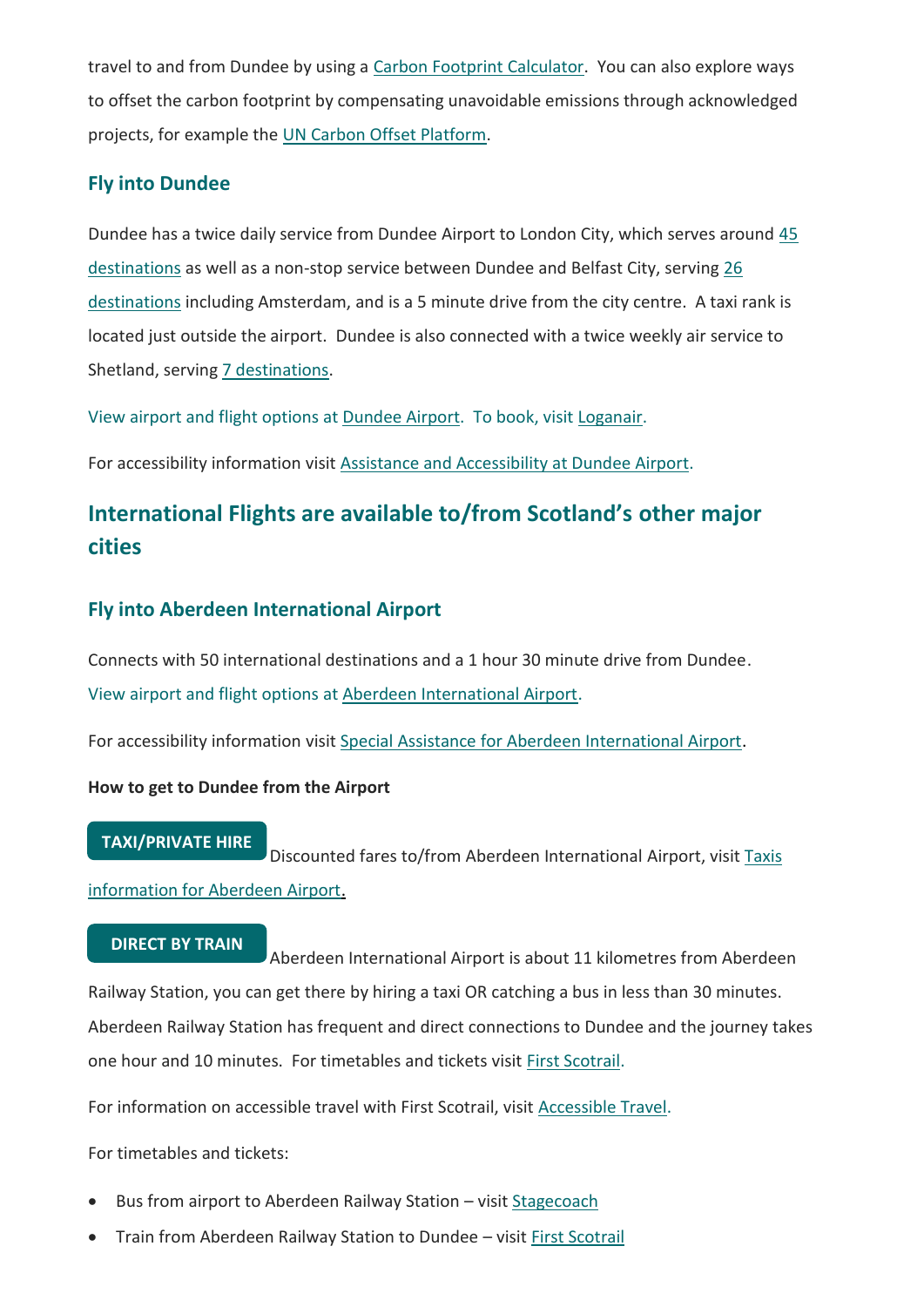travel to and from Dundee by using a Carbon Footprint Calculator. You can also explore ways to offset the carbon footprint by compensating unavoidable emissions through acknowledged projects, for example the UN Carbon Offset Platform.

### Fly into Dundee

Dundee has a twice daily service from Dundee Airport to London City, which serves around 45 destinations as well as a non-stop service between Dundee and Belfast City, serving 26 destinations including Amsterdam, and is a 5 minute drive from the city centre. A taxi rank is located just outside the airport. Dundee is also connected with a twice weekly air service to Shetland, serving 7 destinations.

View airport and flight options at Dundee Airport. To book, visit Loganair.

For accessibility information visit Assistance and Accessibility at Dundee Airport.

## International Flights are available to/from Scotland's other major cities

### Fly into Aberdeen International Airport

Connects with 50 international destinations and a 1 hour 30 minute drive from Dundee.
View airport and flight options at Aberdeen International Airport.

For accessibility information visit Special Assistance for Aberdeen International Airport.

**How to get to Dundee from the Airport**

**TAXI/PRIVATE HIRE** Discounted fares to/from Aberdeen International Airport, visit Taxis information for Aberdeen Airport.

**DIRECT BY TRAIN** Aberdeen International Airport is about 11 kilometres from Aberdeen Railway Station, you can get there by hiring a taxi OR catching a bus in less than 30 minutes. Aberdeen Railway Station has frequent and direct connections to Dundee and the journey takes one hour and 10 minutes. For timetables and tickets visit First Scotrail.

For information on accessible travel with First Scotrail, visit Accessible Travel.

For timetables and tickets:

- Bus from airport to Aberdeen Railway Station – visit Stagecoach
- Train from Aberdeen Railway Station to Dundee – visit First Scotrail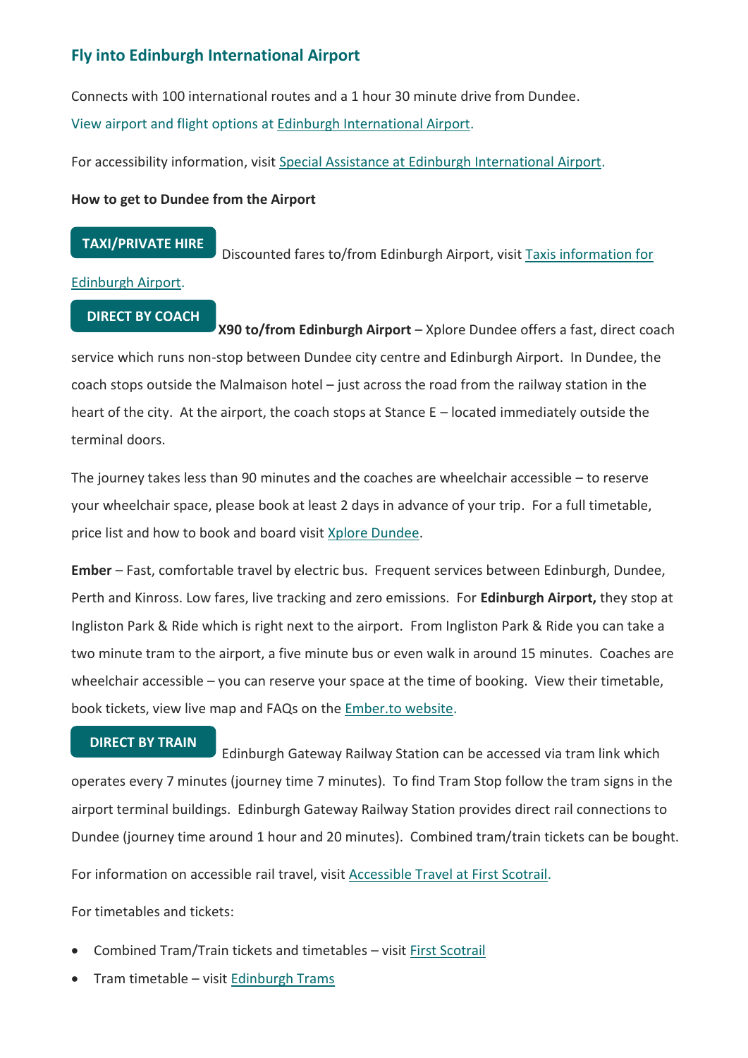## Fly into Edinburgh International Airport

Connects with 100 international routes and a 1 hour 30 minute drive from Dundee.

View airport and flight options at Edinburgh International Airport.

For accessibility information, visit Special Assistance at Edinburgh International Airport.

**How to get to Dundee from the Airport**

**TAXI/PRIVATE HIRE** Discounted fares to/from Edinburgh Airport, visit Taxis information for Edinburgh Airport.

**DIRECT BY COACH** **X90 to/from Edinburgh Airport** – Xplore Dundee offers a fast, direct coach service which runs non-stop between Dundee city centre and Edinburgh Airport. In Dundee, the coach stops outside the Malmaison hotel – just across the road from the railway station in the heart of the city. At the airport, the coach stops at Stance E – located immediately outside the terminal doors.

The journey takes less than 90 minutes and the coaches are wheelchair accessible – to reserve your wheelchair space, please book at least 2 days in advance of your trip. For a full timetable, price list and how to book and board visit Xplore Dundee.

**Ember** – Fast, comfortable travel by electric bus. Frequent services between Edinburgh, Dundee, Perth and Kinross. Low fares, live tracking and zero emissions. For **Edinburgh Airport,** they stop at Ingliston Park & Ride which is right next to the airport. From Ingliston Park & Ride you can take a two minute tram to the airport, a five minute bus or even walk in around 15 minutes. Coaches are wheelchair accessible – you can reserve your space at the time of booking. View their timetable, book tickets, view live map and FAQs on the Ember.to website.

**DIRECT BY TRAIN** Edinburgh Gateway Railway Station can be accessed via tram link which operates every 7 minutes (journey time 7 minutes). To find Tram Stop follow the tram signs in the airport terminal buildings. Edinburgh Gateway Railway Station provides direct rail connections to Dundee (journey time around 1 hour and 20 minutes). Combined tram/train tickets can be bought.

For information on accessible rail travel, visit Accessible Travel at First Scotrail.

For timetables and tickets:

- Combined Tram/Train tickets and timetables – visit First Scotrail
- Tram timetable – visit Edinburgh Trams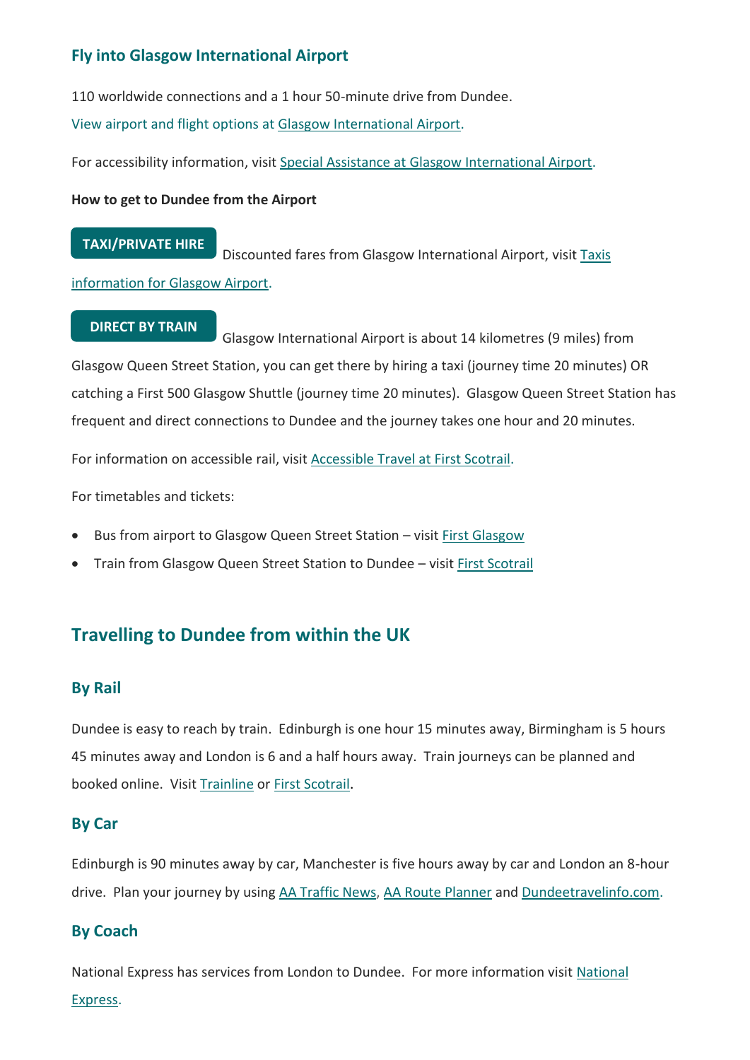### Fly into Glasgow International Airport

110 worldwide connections and a 1 hour 50-minute drive from Dundee.

View airport and flight options at Glasgow International Airport.

For accessibility information, visit Special Assistance at Glasgow International Airport.

**How to get to Dundee from the Airport**

**TAXI/PRIVATE HIRE** Discounted fares from Glasgow International Airport, visit Taxis information for Glasgow Airport.

**DIRECT BY TRAIN** Glasgow International Airport is about 14 kilometres (9 miles) from Glasgow Queen Street Station, you can get there by hiring a taxi (journey time 20 minutes) OR catching a First 500 Glasgow Shuttle (journey time 20 minutes). Glasgow Queen Street Station has frequent and direct connections to Dundee and the journey takes one hour and 20 minutes.

For information on accessible rail, visit Accessible Travel at First Scotrail.

For timetables and tickets:

- Bus from airport to Glasgow Queen Street Station – visit First Glasgow
- Train from Glasgow Queen Street Station to Dundee – visit First Scotrail

## Travelling to Dundee from within the UK

### By Rail

Dundee is easy to reach by train. Edinburgh is one hour 15 minutes away, Birmingham is 5 hours 45 minutes away and London is 6 and a half hours away. Train journeys can be planned and booked online. Visit Trainline or First Scotrail.

### By Car

Edinburgh is 90 minutes away by car, Manchester is five hours away by car and London an 8-hour drive. Plan your journey by using AA Traffic News, AA Route Planner and Dundeetravelinfo.com.

### By Coach

National Express has services from London to Dundee. For more information visit National Express.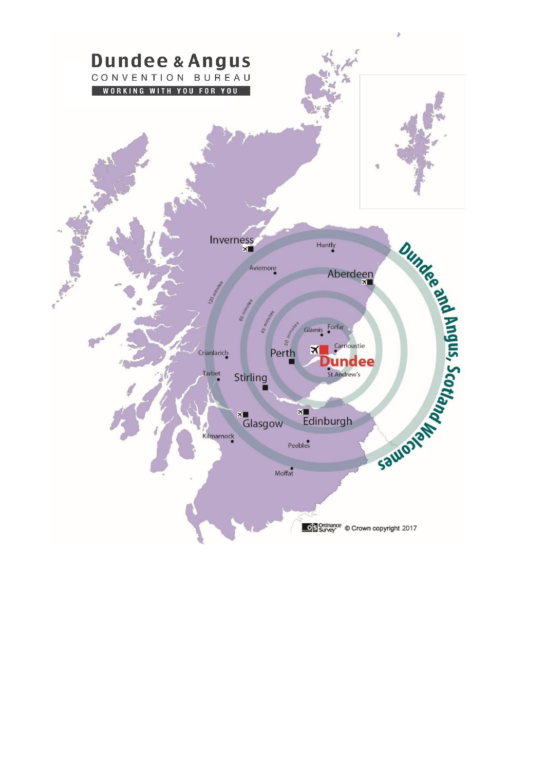# Dundee & Angus

CONVENTION BUREAU

WORKING WITH YOU FOR YOU

Dundee and Angus, Scotland Welcomes

Inverness

Huntly

Aviemore

Aberdeen

120 minutes

60 minutes

45 minutes

30 minutes

Glamis

Forfar

Carnoustie

Crianlarich

Perth

Dundee

Tarbet

St Andrew's

Stirling

Glasgow

Edinburgh

Kilmarnock

Peebles

Moffat

Ordnance Survey © Crown copyright 2017